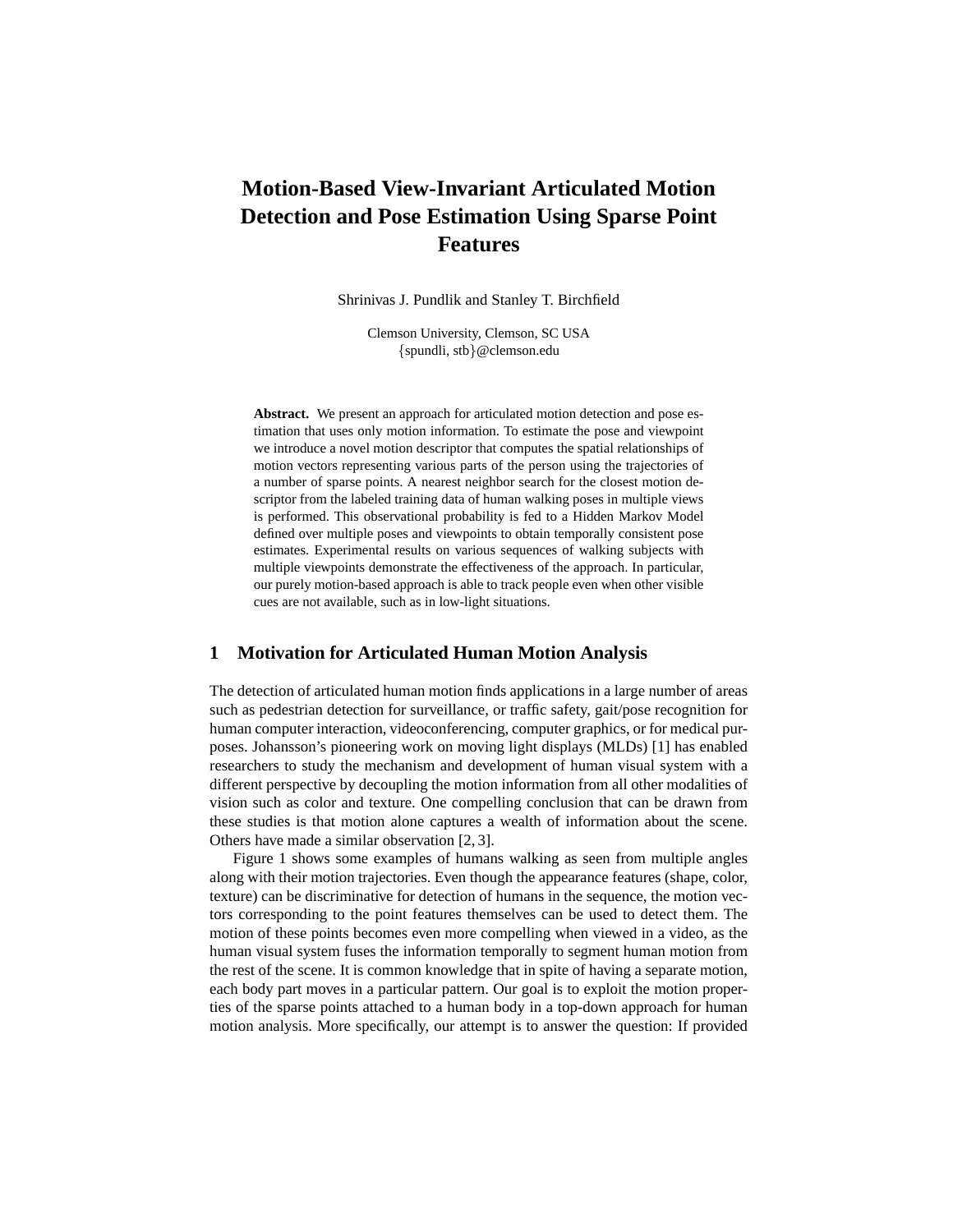# Motion-Based View-Invariant Articulated Motion Detection and Pose Estimation Using Sparse Point Features

Shrinivas J. Pundlik and Stanley T. Birchfield

Clemson University, Clemson, SC USA
{spundli, stb}@clemson.edu

**Abstract.** We present an approach for articulated motion detection and pose estimation that uses only motion information. To estimate the pose and viewpoint we introduce a novel motion descriptor that computes the spatial relationships of motion vectors representing various parts of the person using the trajectories of a number of sparse points. A nearest neighbor search for the closest motion descriptor from the labeled training data of human walking poses in multiple views is performed. This observational probability is fed to a Hidden Markov Model defined over multiple poses and viewpoints to obtain temporally consistent pose estimates. Experimental results on various sequences of walking subjects with multiple viewpoints demonstrate the effectiveness of the approach. In particular, our purely motion-based approach is able to track people even when other visible cues are not available, such as in low-light situations.

## 1 Motivation for Articulated Human Motion Analysis

The detection of articulated human motion finds applications in a large number of areas such as pedestrian detection for surveillance, or traffic safety, gait/pose recognition for human computer interaction, videoconferencing, computer graphics, or for medical purposes. Johansson's pioneering work on moving light displays (MLDs) [1] has enabled researchers to study the mechanism and development of human visual system with a different perspective by decoupling the motion information from all other modalities of vision such as color and texture. One compelling conclusion that can be drawn from these studies is that motion alone captures a wealth of information about the scene. Others have made a similar observation [2, 3].

Figure 1 shows some examples of humans walking as seen from multiple angles along with their motion trajectories. Even though the appearance features (shape, color, texture) can be discriminative for detection of humans in the sequence, the motion vectors corresponding to the point features themselves can be used to detect them. The motion of these points becomes even more compelling when viewed in a video, as the human visual system fuses the information temporally to segment human motion from the rest of the scene. It is common knowledge that in spite of having a separate motion, each body part moves in a particular pattern. Our goal is to exploit the motion properties of the sparse points attached to a human body in a top-down approach for human motion analysis. More specifically, our attempt is to answer the question: If provided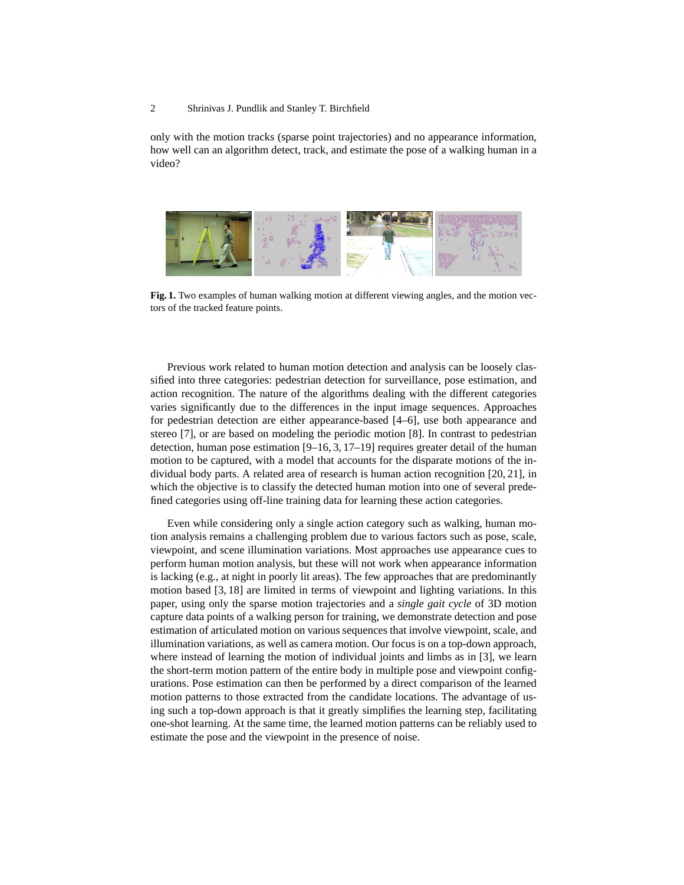only with the motion tracks (sparse point trajectories) and no appearance information, how well can an algorithm detect, track, and estimate the pose of a walking human in a video?

**Fig. 1.** Two examples of human walking motion at different viewing angles, and the motion vectors of the tracked feature points.

Previous work related to human motion detection and analysis can be loosely classified into three categories: pedestrian detection for surveillance, pose estimation, and action recognition. The nature of the algorithms dealing with the different categories varies significantly due to the differences in the input image sequences. Approaches for pedestrian detection are either appearance-based [4–6], use both appearance and stereo [7], or are based on modeling the periodic motion [8]. In contrast to pedestrian detection, human pose estimation [9–16, 3, 17–19] requires greater detail of the human motion to be captured, with a model that accounts for the disparate motions of the individual body parts. A related area of research is human action recognition [20, 21], in which the objective is to classify the detected human motion into one of several predefined categories using off-line training data for learning these action categories.

Even while considering only a single action category such as walking, human motion analysis remains a challenging problem due to various factors such as pose, scale, viewpoint, and scene illumination variations. Most approaches use appearance cues to perform human motion analysis, but these will not work when appearance information is lacking (e.g., at night in poorly lit areas). The few approaches that are predominantly motion based [3, 18] are limited in terms of viewpoint and lighting variations. In this paper, using only the sparse motion trajectories and a *single gait cycle* of 3D motion capture data points of a walking person for training, we demonstrate detection and pose estimation of articulated motion on various sequences that involve viewpoint, scale, and illumination variations, as well as camera motion. Our focus is on a top-down approach, where instead of learning the motion of individual joints and limbs as in [3], we learn the short-term motion pattern of the entire body in multiple pose and viewpoint configurations. Pose estimation can then be performed by a direct comparison of the learned motion patterns to those extracted from the candidate locations. The advantage of using such a top-down approach is that it greatly simplifies the learning step, facilitating one-shot learning. At the same time, the learned motion patterns can be reliably used to estimate the pose and the viewpoint in the presence of noise.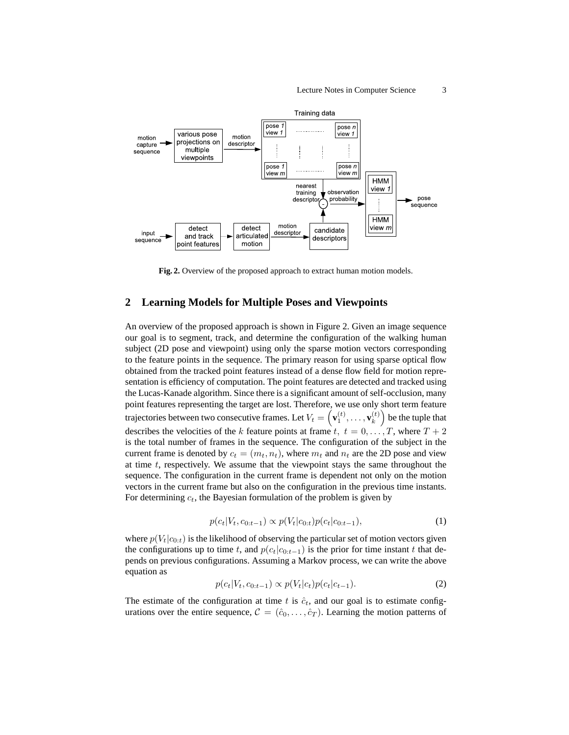Fig. 2. Overview of the proposed approach to extract human motion models.

## 2 Learning Models for Multiple Poses and Viewpoints

An overview of the proposed approach is shown in Figure 2. Given an image sequence our goal is to segment, track, and determine the configuration of the walking human subject (2D pose and viewpoint) using only the sparse motion vectors corresponding to the feature points in the sequence. The primary reason for using sparse optical flow obtained from the tracked point features instead of a dense flow field for motion representation is efficiency of computation. The point features are detected and tracked using the Lucas-Kanade algorithm. Since there is a significant amount of self-occlusion, many point features representing the target are lost. Therefore, we use only short term feature trajectories between two consecutive frames. Let $V_t = \left(\mathbf{v}_1^{(t)}, \ldots, \mathbf{v}_k^{(t)}\right)$ be the tuple that describes the velocities of the $k$ feature points at frame $t$, $t = 0, \ldots, T$, where $T+2$ is the total number of frames in the sequence. The configuration of the subject in the current frame is denoted by $c_t = (m_t, n_t)$, where $m_t$ and $n_t$ are the 2D pose and view at time $t$, respectively. We assume that the viewpoint stays the same throughout the sequence. The configuration in the current frame is dependent not only on the motion vectors in the current frame but also on the configuration in the previous time instants. For determining $c_t$, the Bayesian formulation of the problem is given by

$$p(c_t|V_t, c_{0:t-1}) \propto p(V_t|c_{0:t})p(c_t|c_{0:t-1}), \tag{1}$$

where $p(V_t|c_{0:t})$ is the likelihood of observing the particular set of motion vectors given the configurations up to time $t$, and $p(c_t|c_{0:t-1})$ is the prior for time instant $t$ that depends on previous configurations. Assuming a Markov process, we can write the above equation as

$$p(c_t|V_t, c_{0:t-1}) \propto p(V_t|c_t)p(c_t|c_{t-1}). \tag{2}$$

The estimate of the configuration at time $t$ is $\hat{c}_t$, and our goal is to estimate configurations over the entire sequence, $\mathcal{C} = (\hat{c}_0, \ldots, \hat{c}_T)$. Learning the motion patterns of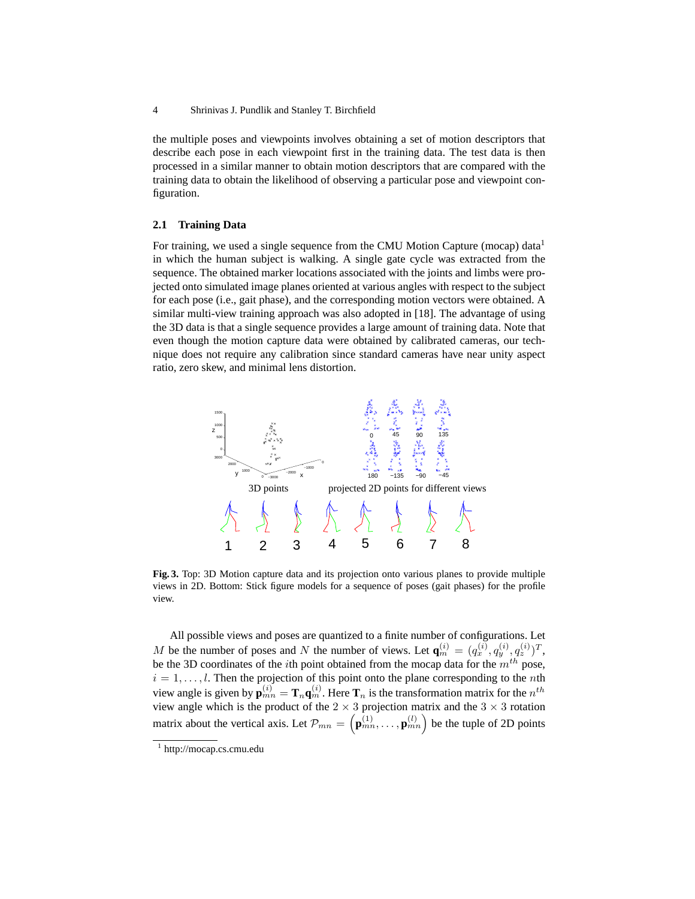the multiple poses and viewpoints involves obtaining a set of motion descriptors that describe each pose in each viewpoint first in the training data. The test data is then processed in a similar manner to obtain motion descriptors that are compared with the training data to obtain the likelihood of observing a particular pose and viewpoint configuration.

### 2.1 Training Data

For training, we used a single sequence from the CMU Motion Capture (mocap) data[1] in which the human subject is walking. A single gate cycle was extracted from the sequence. The obtained marker locations associated with the joints and limbs were projected onto simulated image planes oriented at various angles with respect to the subject for each pose (i.e., gait phase), and the corresponding motion vectors were obtained. A similar multi-view training approach was also adopted in [18]. The advantage of using the 3D data is that a single sequence provides a large amount of training data. Note that even though the motion capture data were obtained by calibrated cameras, our technique does not require any calibration since standard cameras have near unity aspect ratio, zero skew, and minimal lens distortion.

**Fig. 3.** Top: 3D Motion capture data and its projection onto various planes to provide multiple views in 2D. Bottom: Stick figure models for a sequence of poses (gait phases) for the profile view.

All possible views and poses are quantized to a finite number of configurations. Let $M$ be the number of poses and $N$ the number of views. Let $\mathbf{q}_m^{(i)} = (q_x^{(i)}, q_y^{(i)}, q_z^{(i)})^T$, be the 3D coordinates of the $i$th point obtained from the mocap data for the $m^{th}$ pose, $i = 1, \ldots, l$. Then the projection of this point onto the plane corresponding to the $n$th view angle is given by $\mathbf{p}_{mn}^{(i)} = \mathbf{T}_n \mathbf{q}_m^{(i)}$. Here $\mathbf{T}_n$ is the transformation matrix for the $n^{th}$ view angle which is the product of the $2 \times 3$ projection matrix and the $3 \times 3$ rotation matrix about the vertical axis. Let $\mathcal{P}_{mn} = \left(\mathbf{p}_{mn}^{(1)}, \ldots, \mathbf{p}_{mn}^{(l)}\right)$ be the tuple of 2D points

[1] http://mocap.cs.cmu.edu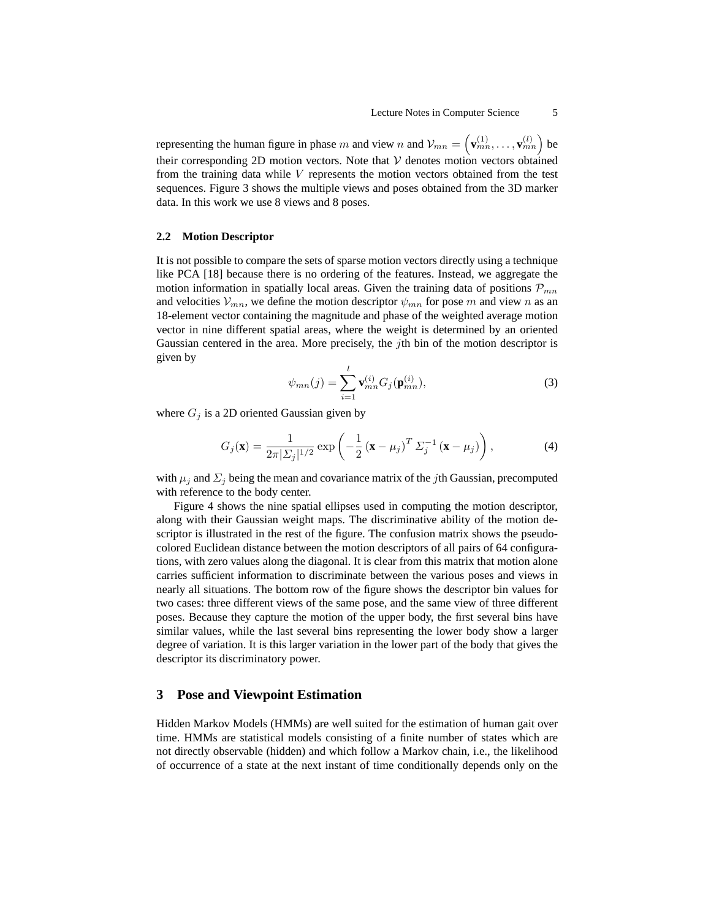representing the human figure in phase $m$ and view $n$ and $\mathcal{V}_{mn} = \left(\mathbf{v}_{mn}^{(1)}, \ldots, \mathbf{v}_{mn}^{(l)}\right)$ be their corresponding 2D motion vectors. Note that $\mathcal{V}$ denotes motion vectors obtained from the training data while $V$ represents the motion vectors obtained from the test sequences. Figure 3 shows the multiple views and poses obtained from the 3D marker data. In this work we use 8 views and 8 poses.

### 2.2 Motion Descriptor

It is not possible to compare the sets of sparse motion vectors directly using a technique like PCA [18] because there is no ordering of the features. Instead, we aggregate the motion information in spatially local areas. Given the training data of positions $\mathcal{P}_{mn}$ and velocities $\mathcal{V}_{mn}$, we define the motion descriptor $\psi_{mn}$ for pose $m$ and view $n$ as an 18-element vector containing the magnitude and phase of the weighted average motion vector in nine different spatial areas, where the weight is determined by an oriented Gaussian centered in the area. More precisely, the $j$th bin of the motion descriptor is given by

$$\psi_{mn}(j) = \sum_{i=1}^{l} \mathbf{v}_{mn}^{(i)} G_j(\mathbf{p}_{mn}^{(i)}), \tag{3}$$

where $G_j$ is a 2D oriented Gaussian given by

$$G_j(\mathbf{x}) = \frac{1}{2\pi|\Sigma_j|^{1/2}} \exp\left(-\frac{1}{2}\left(\mathbf{x} - \mu_j\right)^T \Sigma_j^{-1} \left(\mathbf{x} - \mu_j\right)\right), \tag{4}$$

with $\mu_j$ and $\Sigma_j$ being the mean and covariance matrix of the $j$th Gaussian, precomputed with reference to the body center.

Figure 4 shows the nine spatial ellipses used in computing the motion descriptor, along with their Gaussian weight maps. The discriminative ability of the motion descriptor is illustrated in the rest of the figure. The confusion matrix shows the pseudo-colored Euclidean distance between the motion descriptors of all pairs of 64 configurations, with zero values along the diagonal. It is clear from this matrix that motion alone carries sufficient information to discriminate between the various poses and views in nearly all situations. The bottom row of the figure shows the descriptor bin values for two cases: three different views of the same pose, and the same view of three different poses. Because they capture the motion of the upper body, the first several bins have similar values, while the last several bins representing the lower body show a larger degree of variation. It is this larger variation in the lower part of the body that gives the descriptor its discriminatory power.

## 3 Pose and Viewpoint Estimation

Hidden Markov Models (HMMs) are well suited for the estimation of human gait over time. HMMs are statistical models consisting of a finite number of states which are not directly observable (hidden) and which follow a Markov chain, i.e., the likelihood of occurrence of a state at the next instant of time conditionally depends only on the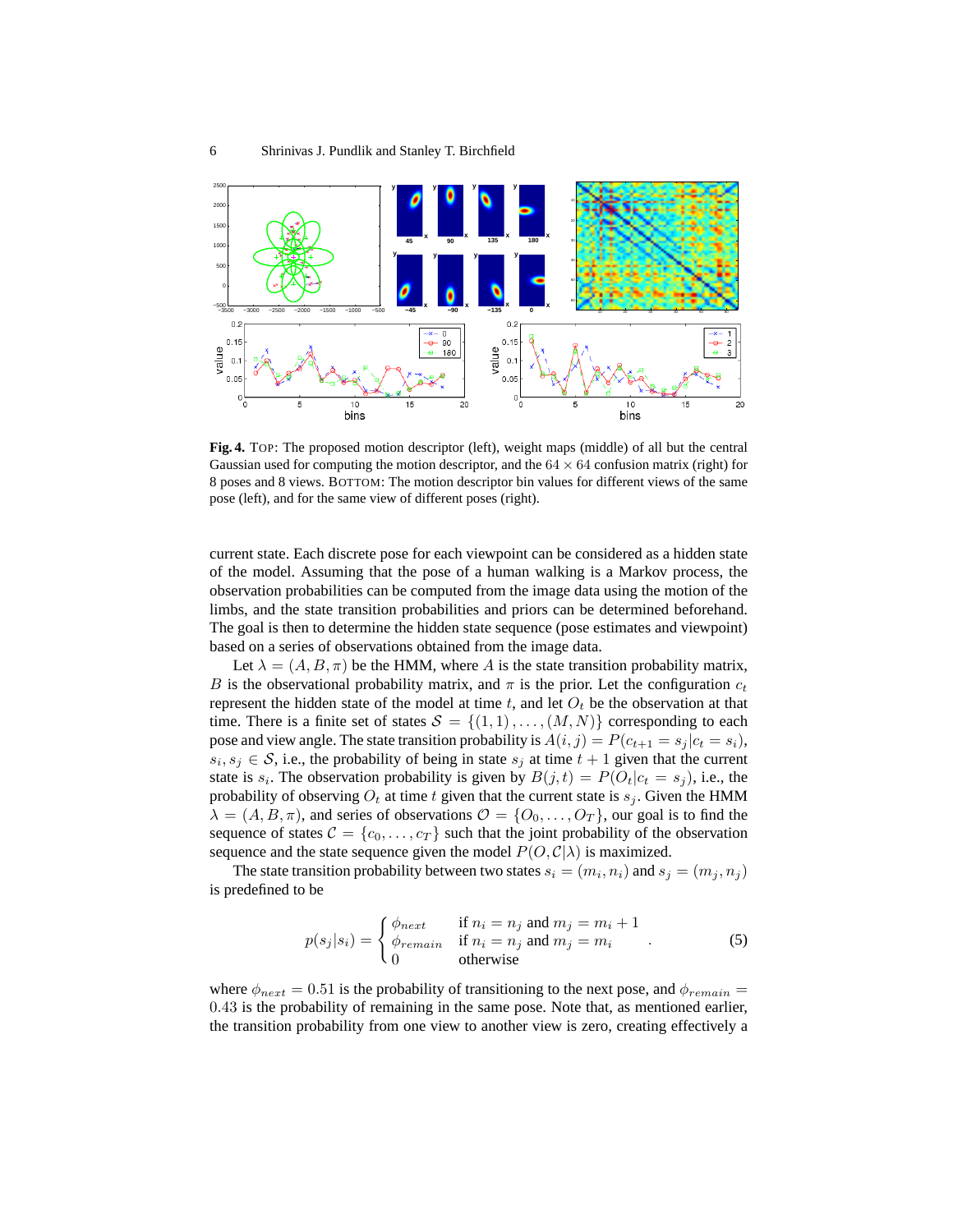**Fig. 4.** TOP: The proposed motion descriptor (left), weight maps (middle) of all but the central Gaussian used for computing the motion descriptor, and the $64 \times 64$ confusion matrix (right) for 8 poses and 8 views. BOTTOM: The motion descriptor bin values for different views of the same pose (left), and for the same view of different poses (right).

current state. Each discrete pose for each viewpoint can be considered as a hidden state of the model. Assuming that the pose of a human walking is a Markov process, the observation probabilities can be computed from the image data using the motion of the limbs, and the state transition probabilities and priors can be determined beforehand. The goal is then to determine the hidden state sequence (pose estimates and viewpoint) based on a series of observations obtained from the image data.

Let $\lambda = (A, B, \pi)$ be the HMM, where $A$ is the state transition probability matrix, $B$ is the observational probability matrix, and $\pi$ is the prior. Let the configuration $c_t$ represent the hidden state of the model at time $t$, and let $O_t$ be the observation at that time. There is a finite set of states $\mathcal{S} = \{(1,1), \ldots, (M,N)\}$ corresponding to each pose and view angle. The state transition probability is $A(i,j) = P(c_{t+1} = s_j | c_t = s_i)$, $s_i, s_j \in \mathcal{S}$, i.e., the probability of being in state $s_j$ at time $t+1$ given that the current state is $s_i$. The observation probability is given by $B(j,t) = P(O_t | c_t = s_j)$, i.e., the probability of observing $O_t$ at time $t$ given that the current state is $s_j$. Given the HMM $\lambda = (A, B, \pi)$, and series of observations $\mathcal{O} = \{O_0, \ldots, O_T\}$, our goal is to find the sequence of states $\mathcal{C} = \{c_0, \ldots, c_T\}$ such that the joint probability of the observation sequence and the state sequence given the model $P(O, \mathcal{C}|\lambda)$ is maximized.

The state transition probability between two states $s_i = (m_i, n_i)$ and $s_j = (m_j, n_j)$ is predefined to be

$$p(s_j|s_i) = \begin{cases} \phi_{next} & \text{if } n_i = n_j \text{ and } m_j = m_i + 1 \\ \phi_{remain} & \text{if } n_i = n_j \text{ and } m_j = m_i \\ 0 & \text{otherwise} \end{cases} . \tag{5}$$

where $\phi_{next} = 0.51$ is the probability of transitioning to the next pose, and $\phi_{remain} = 0.43$ is the probability of remaining in the same pose. Note that, as mentioned earlier, the transition probability from one view to another view is zero, creating effectively a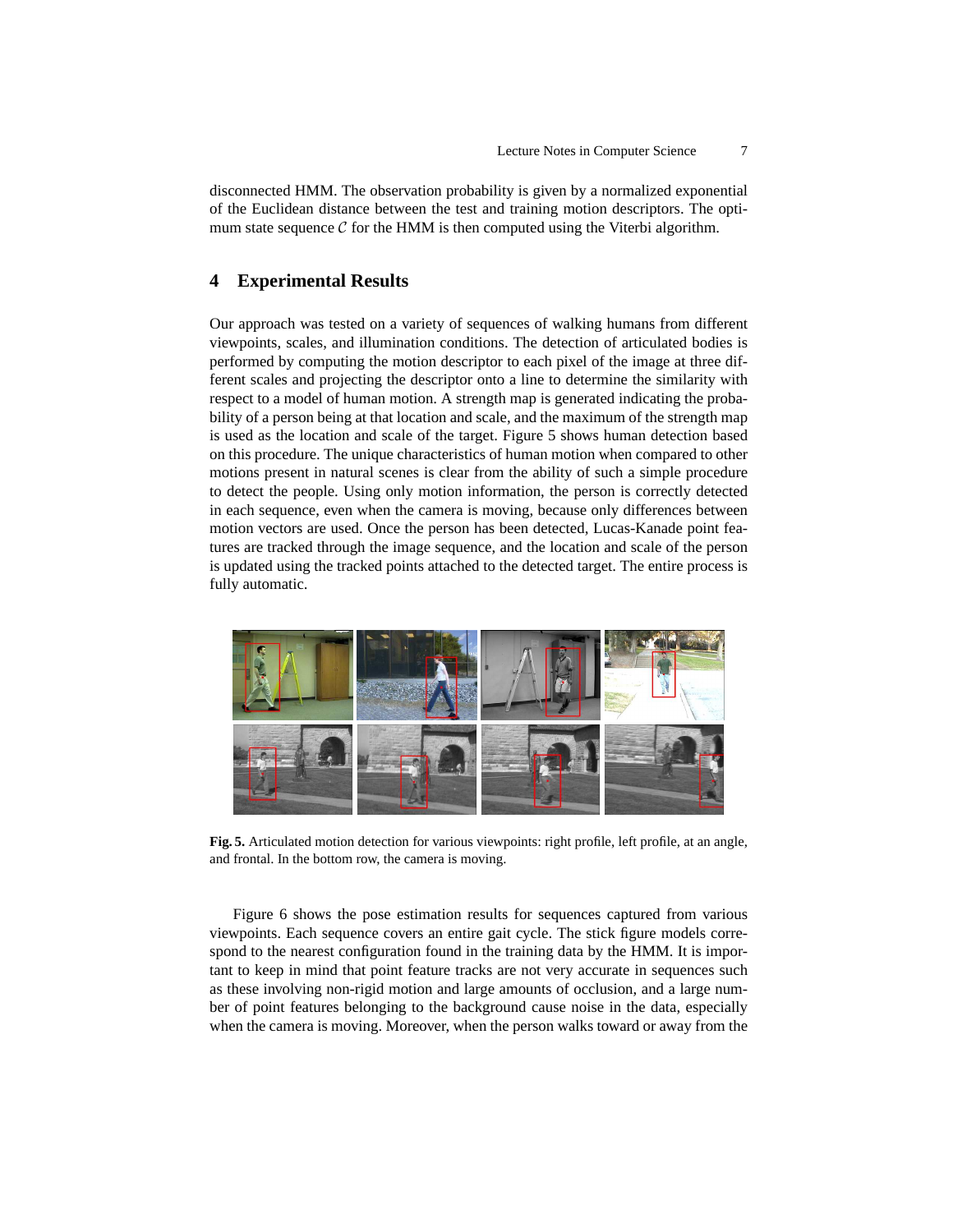disconnected HMM. The observation probability is given by a normalized exponential of the Euclidean distance between the test and training motion descriptors. The optimum state sequence $\mathcal{C}$ for the HMM is then computed using the Viterbi algorithm.

## 4 Experimental Results

Our approach was tested on a variety of sequences of walking humans from different viewpoints, scales, and illumination conditions. The detection of articulated bodies is performed by computing the motion descriptor to each pixel of the image at three different scales and projecting the descriptor onto a line to determine the similarity with respect to a model of human motion. A strength map is generated indicating the probability of a person being at that location and scale, and the maximum of the strength map is used as the location and scale of the target. Figure 5 shows human detection based on this procedure. The unique characteristics of human motion when compared to other motions present in natural scenes is clear from the ability of such a simple procedure to detect the people. Using only motion information, the person is correctly detected in each sequence, even when the camera is moving, because only differences between motion vectors are used. Once the person has been detected, Lucas-Kanade point features are tracked through the image sequence, and the location and scale of the person is updated using the tracked points attached to the detected target. The entire process is fully automatic.

**Fig. 5.** Articulated motion detection for various viewpoints: right profile, left profile, at an angle, and frontal. In the bottom row, the camera is moving.

Figure 6 shows the pose estimation results for sequences captured from various viewpoints. Each sequence covers an entire gait cycle. The stick figure models correspond to the nearest configuration found in the training data by the HMM. It is important to keep in mind that point feature tracks are not very accurate in sequences such as these involving non-rigid motion and large amounts of occlusion, and a large number of point features belonging to the background cause noise in the data, especially when the camera is moving. Moreover, when the person walks toward or away from the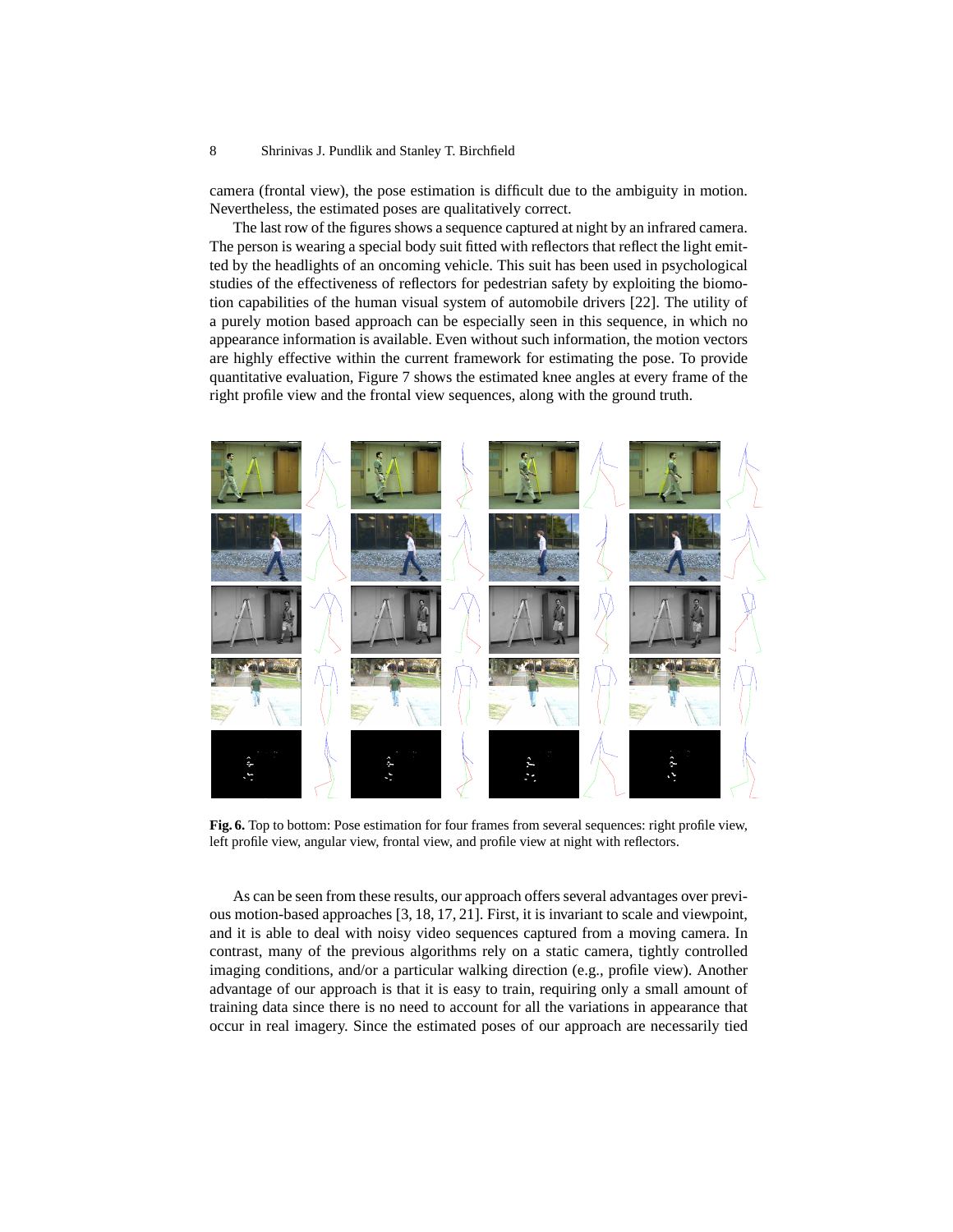camera (frontal view), the pose estimation is difficult due to the ambiguity in motion. Nevertheless, the estimated poses are qualitatively correct.

The last row of the figures shows a sequence captured at night by an infrared camera. The person is wearing a special body suit fitted with reflectors that reflect the light emitted by the headlights of an oncoming vehicle. This suit has been used in psychological studies of the effectiveness of reflectors for pedestrian safety by exploiting the biomotion capabilities of the human visual system of automobile drivers [22]. The utility of a purely motion based approach can be especially seen in this sequence, in which no appearance information is available. Even without such information, the motion vectors are highly effective within the current framework for estimating the pose. To provide quantitative evaluation, Figure 7 shows the estimated knee angles at every frame of the right profile view and the frontal view sequences, along with the ground truth.

**Fig. 6.** Top to bottom: Pose estimation for four frames from several sequences: right profile view, left profile view, angular view, frontal view, and profile view at night with reflectors.

As can be seen from these results, our approach offers several advantages over previous motion-based approaches [3, 18, 17, 21]. First, it is invariant to scale and viewpoint, and it is able to deal with noisy video sequences captured from a moving camera. In contrast, many of the previous algorithms rely on a static camera, tightly controlled imaging conditions, and/or a particular walking direction (e.g., profile view). Another advantage of our approach is that it is easy to train, requiring only a small amount of training data since there is no need to account for all the variations in appearance that occur in real imagery. Since the estimated poses of our approach are necessarily tied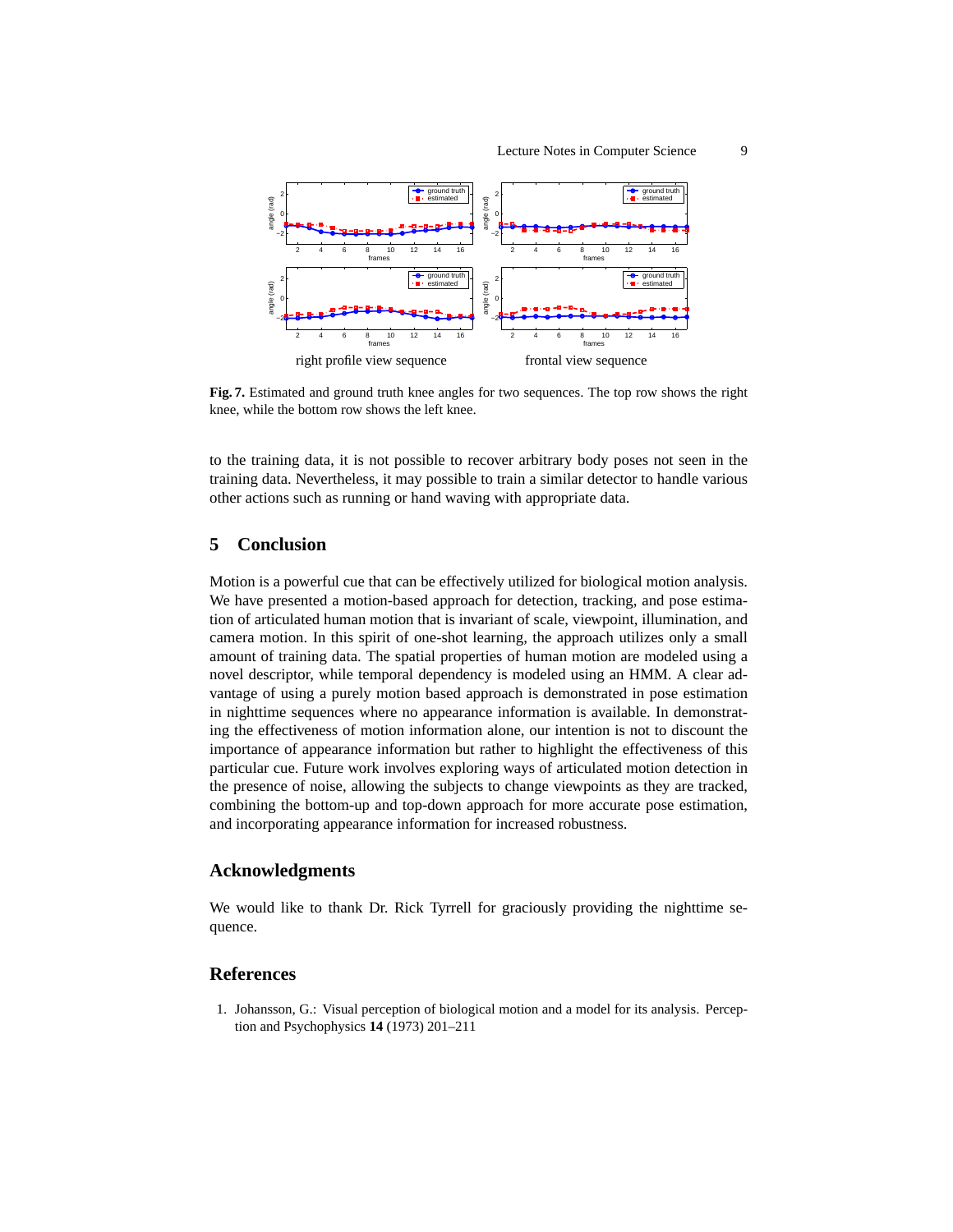right profile view sequence

frontal view sequence

**Fig. 7.** Estimated and ground truth knee angles for two sequences. The top row shows the right knee, while the bottom row shows the left knee.

to the training data, it is not possible to recover arbitrary body poses not seen in the training data. Nevertheless, it may possible to train a similar detector to handle various other actions such as running or hand waving with appropriate data.

## 5 Conclusion

Motion is a powerful cue that can be effectively utilized for biological motion analysis. We have presented a motion-based approach for detection, tracking, and pose estimation of articulated human motion that is invariant of scale, viewpoint, illumination, and camera motion. In this spirit of one-shot learning, the approach utilizes only a small amount of training data. The spatial properties of human motion are modeled using a novel descriptor, while temporal dependency is modeled using an HMM. A clear advantage of using a purely motion based approach is demonstrated in pose estimation in nighttime sequences where no appearance information is available. In demonstrating the effectiveness of motion information alone, our intention is not to discount the importance of appearance information but rather to highlight the effectiveness of this particular cue. Future work involves exploring ways of articulated motion detection in the presence of noise, allowing the subjects to change viewpoints as they are tracked, combining the bottom-up and top-down approach for more accurate pose estimation, and incorporating appearance information for increased robustness.

## Acknowledgments

We would like to thank Dr. Rick Tyrrell for graciously providing the nighttime sequence.

## References

1. Johansson, G.: Visual perception of biological motion and a model for its analysis. Perception and Psychophysics **14** (1973) 201–211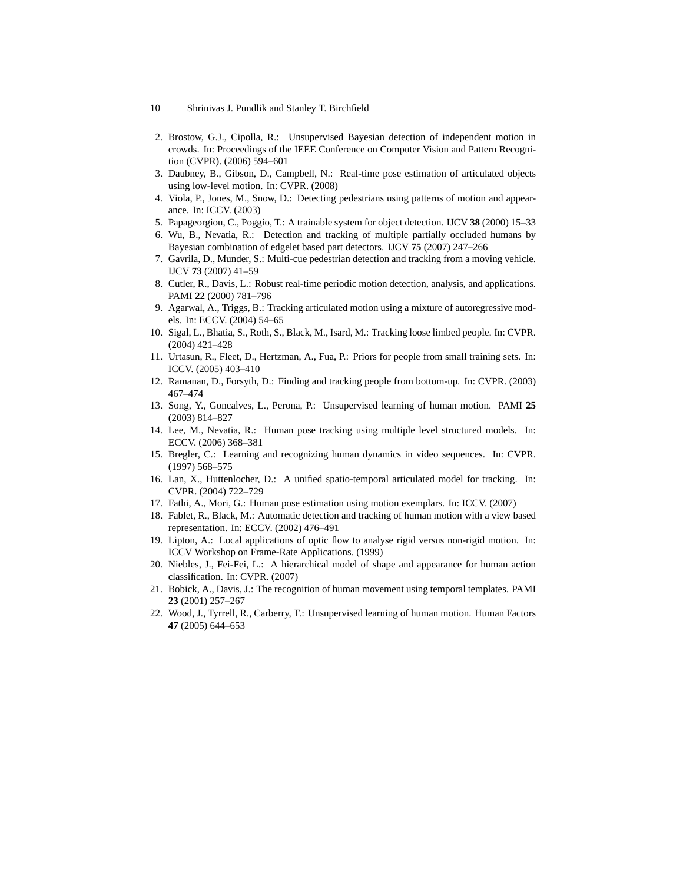2. Brostow, G.J., Cipolla, R.: Unsupervised Bayesian detection of independent motion in crowds. In: Proceedings of the IEEE Conference on Computer Vision and Pattern Recognition (CVPR). (2006) 594–601
3. Daubney, B., Gibson, D., Campbell, N.: Real-time pose estimation of articulated objects using low-level motion. In: CVPR. (2008)
4. Viola, P., Jones, M., Snow, D.: Detecting pedestrians using patterns of motion and appearance. In: ICCV. (2003)
5. Papageorgiou, C., Poggio, T.: A trainable system for object detection. IJCV **38** (2000) 15–33
6. Wu, B., Nevatia, R.: Detection and tracking of multiple partially occluded humans by Bayesian combination of edgelet based part detectors. IJCV **75** (2007) 247–266
7. Gavrila, D., Munder, S.: Multi-cue pedestrian detection and tracking from a moving vehicle. IJCV **73** (2007) 41–59
8. Cutler, R., Davis, L.: Robust real-time periodic motion detection, analysis, and applications. PAMI **22** (2000) 781–796
9. Agarwal, A., Triggs, B.: Tracking articulated motion using a mixture of autoregressive models. In: ECCV. (2004) 54–65
10. Sigal, L., Bhatia, S., Roth, S., Black, M., Isard, M.: Tracking loose limbed people. In: CVPR. (2004) 421–428
11. Urtasun, R., Fleet, D., Hertzman, A., Fua, P.: Priors for people from small training sets. In: ICCV. (2005) 403–410
12. Ramanan, D., Forsyth, D.: Finding and tracking people from bottom-up. In: CVPR. (2003) 467–474
13. Song, Y., Goncalves, L., Perona, P.: Unsupervised learning of human motion. PAMI **25** (2003) 814–827
14. Lee, M., Nevatia, R.: Human pose tracking using multiple level structured models. In: ECCV. (2006) 368–381
15. Bregler, C.: Learning and recognizing human dynamics in video sequences. In: CVPR. (1997) 568–575
16. Lan, X., Huttenlocher, D.: A unified spatio-temporal articulated model for tracking. In: CVPR. (2004) 722–729
17. Fathi, A., Mori, G.: Human pose estimation using motion exemplars. In: ICCV. (2007)
18. Fablet, R., Black, M.: Automatic detection and tracking of human motion with a view based representation. In: ECCV. (2002) 476–491
19. Lipton, A.: Local applications of optic flow to analyse rigid versus non-rigid motion. In: ICCV Workshop on Frame-Rate Applications. (1999)
20. Niebles, J., Fei-Fei, L.: A hierarchical model of shape and appearance for human action classification. In: CVPR. (2007)
21. Bobick, A., Davis, J.: The recognition of human movement using temporal templates. PAMI **23** (2001) 257–267
22. Wood, J., Tyrrell, R., Carberry, T.: Unsupervised learning of human motion. Human Factors **47** (2005) 644–653